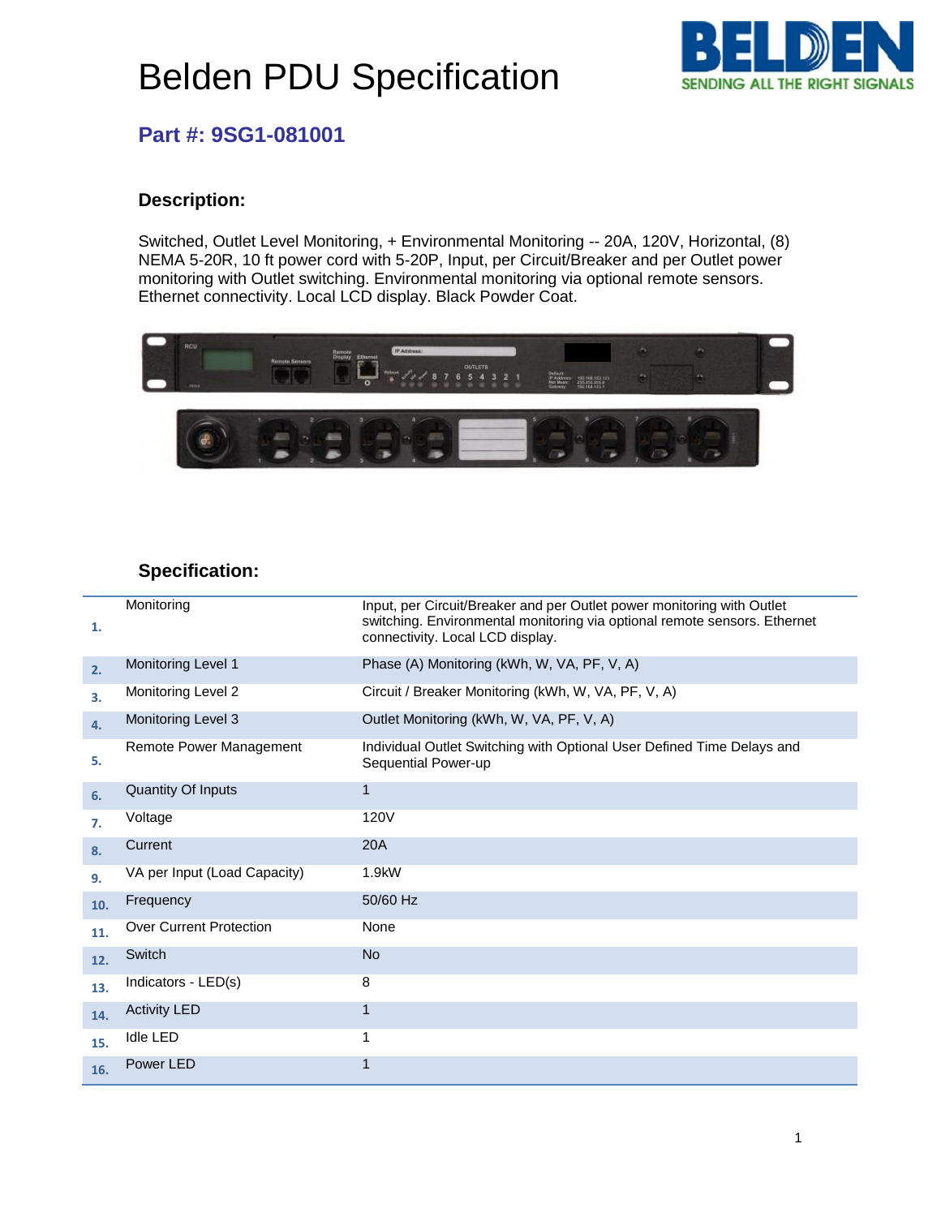# Belden PDU Specification

## Part #: 9SG1-081001

### Description:

Switched, Outlet Level Monitoring, + Environmental Monitoring -- 20A, 120V, Horizontal, (8) NEMA 5-20R, 10 ft power cord with 5-20P, Input, per Circuit/Breaker and per Outlet power monitoring with Outlet switching. Environmental monitoring via optional remote sensors. Ethernet connectivity. Local LCD display. Black Powder Coat.

### Specification:

| # | Item | Value |
|---|---|---|
| 1. | Monitoring | Input, per Circuit/Breaker and per Outlet power monitoring with Outlet switching. Environmental monitoring via optional remote sensors. Ethernet connectivity. Local LCD display. |
| 2. | Monitoring Level 1 | Phase (A) Monitoring (kWh, W, VA, PF, V, A) |
| 3. | Monitoring Level 2 | Circuit / Breaker Monitoring (kWh, W, VA, PF, V, A) |
| 4. | Monitoring Level 3 | Outlet Monitoring (kWh, W, VA, PF, V, A) |
| 5. | Remote Power Management | Individual Outlet Switching with Optional User Defined Time Delays and Sequential Power-up |
| 6. | Quantity Of Inputs | 1 |
| 7. | Voltage | 120V |
| 8. | Current | 20A |
| 9. | VA per Input (Load Capacity) | 1.9kW |
| 10. | Frequency | 50/60 Hz |
| 11. | Over Current Protection | None |
| 12. | Switch | No |
| 13. | Indicators - LED(s) | 8 |
| 14. | Activity LED | 1 |
| 15. | Idle LED | 1 |
| 16. | Power LED | 1 |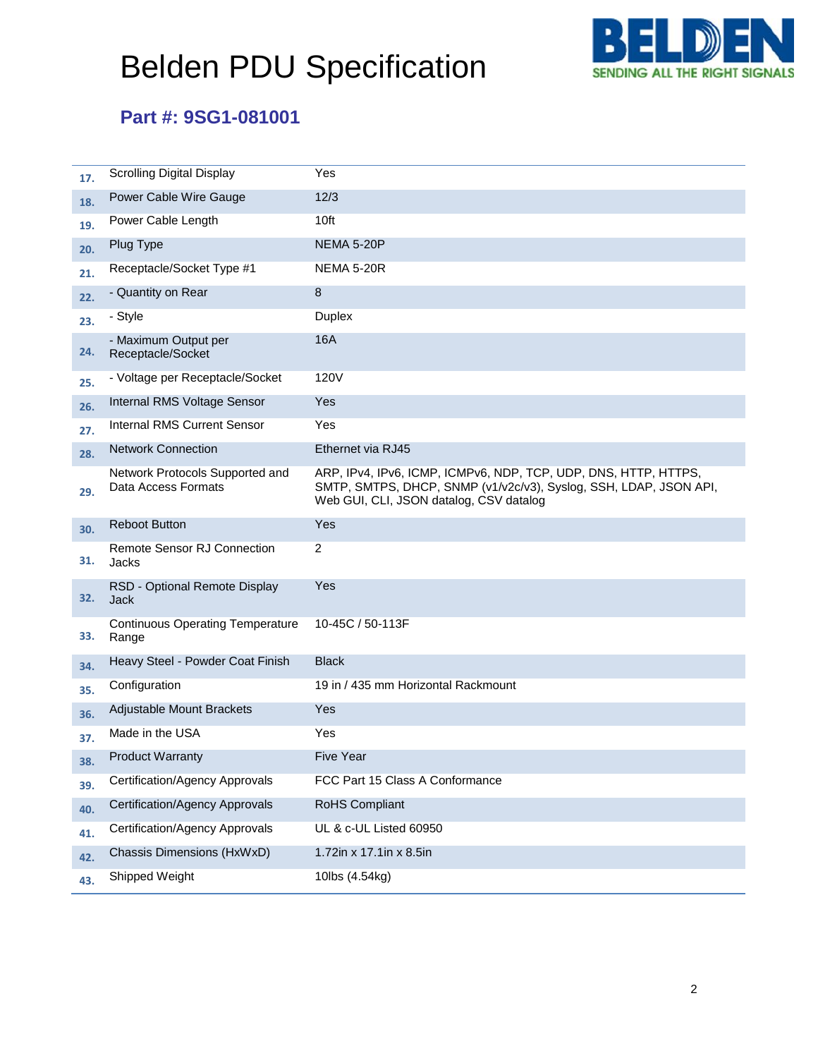# Belden PDU Specification

## Part #: 9SG1-081001

| | | |
|---|---|---|
| 17. | Scrolling Digital Display | Yes |
| 18. | Power Cable Wire Gauge | 12/3 |
| 19. | Power Cable Length | 10ft |
| 20. | Plug Type | NEMA 5-20P |
| 21. | Receptacle/Socket Type #1 | NEMA 5-20R |
| 22. | - Quantity on Rear | 8 |
| 23. | - Style | Duplex |
| 24. | - Maximum Output per Receptacle/Socket | 16A |
| 25. | - Voltage per Receptacle/Socket | 120V |
| 26. | Internal RMS Voltage Sensor | Yes |
| 27. | Internal RMS Current Sensor | Yes |
| 28. | Network Connection | Ethernet via RJ45 |
| 29. | Network Protocols Supported and Data Access Formats | ARP, IPv4, IPv6, ICMP, ICMPv6, NDP, TCP, UDP, DNS, HTTP, HTTPS, SMTP, SMTPS, DHCP, SNMP (v1/v2c/v3), Syslog, SSH, LDAP, JSON API, Web GUI, CLI, JSON datalog, CSV datalog |
| 30. | Reboot Button | Yes |
| 31. | Remote Sensor RJ Connection Jacks | 2 |
| 32. | RSD - Optional Remote Display Jack | Yes |
| 33. | Continuous Operating Temperature Range | 10-45C / 50-113F |
| 34. | Heavy Steel - Powder Coat Finish | Black |
| 35. | Configuration | 19 in / 435 mm Horizontal Rackmount |
| 36. | Adjustable Mount Brackets | Yes |
| 37. | Made in the USA | Yes |
| 38. | Product Warranty | Five Year |
| 39. | Certification/Agency Approvals | FCC Part 15 Class A Conformance |
| 40. | Certification/Agency Approvals | RoHS Compliant |
| 41. | Certification/Agency Approvals | UL & c-UL Listed 60950 |
| 42. | Chassis Dimensions (HxWxD) | 1.72in x 17.1in x 8.5in |
| 43. | Shipped Weight | 10lbs (4.54kg) |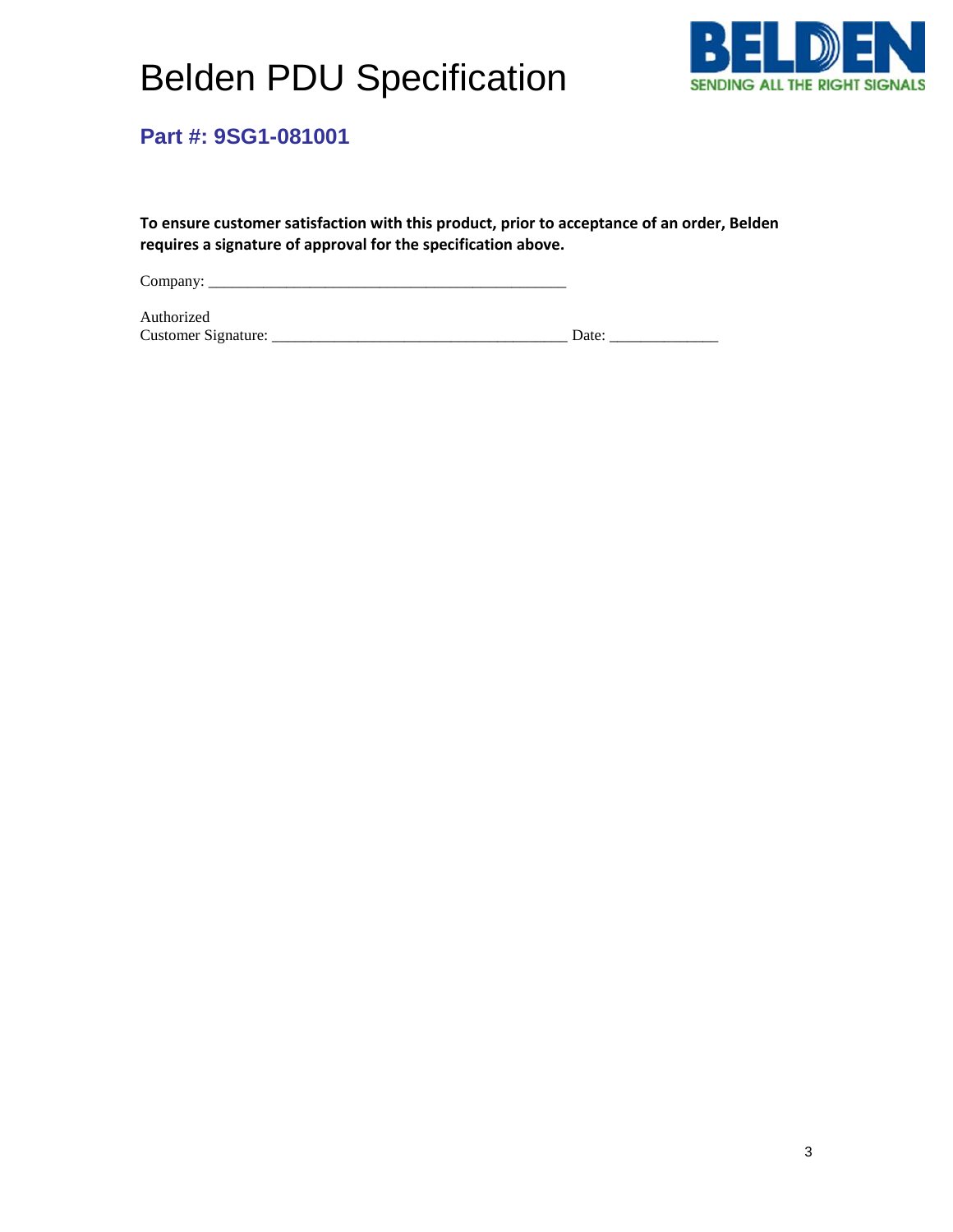# Belden PDU Specification

## Part #: 9SG1-081001

**To ensure customer satisfaction with this product, prior to acceptance of an order, Belden requires a signature of approval for the specification above.**

Company: _______________________________________________

Authorized
Customer Signature: _______________________________________ Date: ______________